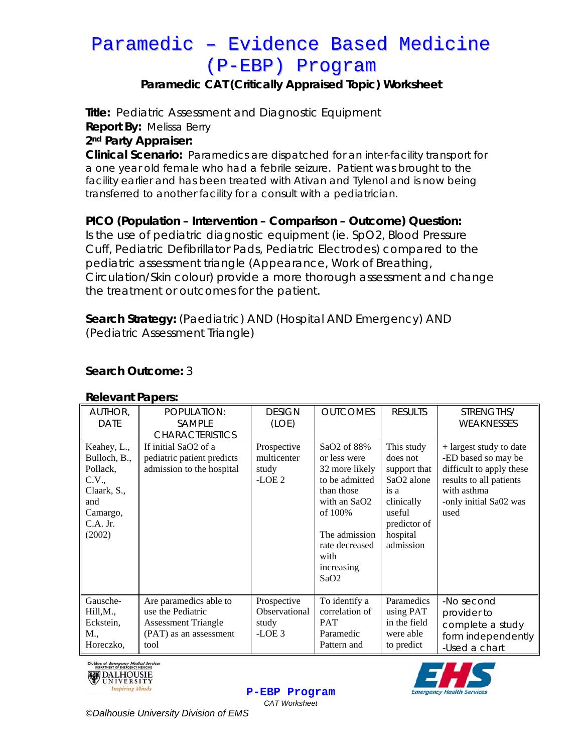# Paramedic – Evidence Based Medicine (P-EBP) Program

**Paramedic CAT (Critically Appraised Topic) Worksheet**

**Title:** Pediatric Assessment and Diagnostic Equipment

**Report By:** Melissa Berry

**2nd Party Appraiser:**

**Clinical Scenario:** Paramedics are dispatched for an inter-facility transport for a one year old female who had a febrile seizure. Patient was brought to the facility earlier and has been treated with Ativan and Tylenol and is now being transferred to another facility for a consult with a pediatrician.

**PICO (Population – Intervention – Comparison – Outcome) Question:**

Is the use of pediatric diagnostic equipment (ie. SpO2, Blood Pressure Cuff, Pediatric Defibrillator Pads, Pediatric Electrodes) compared to the pediatric assessment triangle (Appearance, Work of Breathing, Circulation/Skin colour) provide a more thorough assessment and change the treatment or outcomes for the patient.

**Search Strategy:** (Paediatric) AND (Hospital AND Emergency) AND (Pediatric Assessment Triangle)

**Search Outcome:** 3

**Relevant Papers:**

| AUTHOR, DATE | POPULATION: SAMPLE CHARACTERISTICS | DESIGN (LOE) | OUTCOMES | RESULTS | STRENGTHS/ WEAKNESSES |
|---|---|---|---|---|---|
| Keahey, L., Bulloch, B., Pollack, C.V., Claark, S., and Camargo, C.A. Jr. (2002) | If initial SaO2 of a pediatric patient predicts admission to the hospital | Prospective multicenter study -LOE 2 | SaO2 of 88% or less were 32 more likely to be admitted than those with an SaO2 of 100%<br><br>The admission rate decreased with increasing SaO2 | This study does not support that SaO2 alone is a clinically useful predictor of hospital admission | + largest study to date<br>-ED based so may be difficult to apply these results to all patients with asthma<br>-only initial Sa02 was used |
| Gausche-Hill, M., Eckstein, M., Horeczko, | Are paramedics able to use the Pediatric Assessment Triangle (PAT) as an assessment tool | Prospective Observational study -LOE 3 | To identify a correlation of PAT Paramedic Pattern and | Paramedics using PAT in the field were able to predict | -No second provider to complete a study form independently<br>-Used a chart |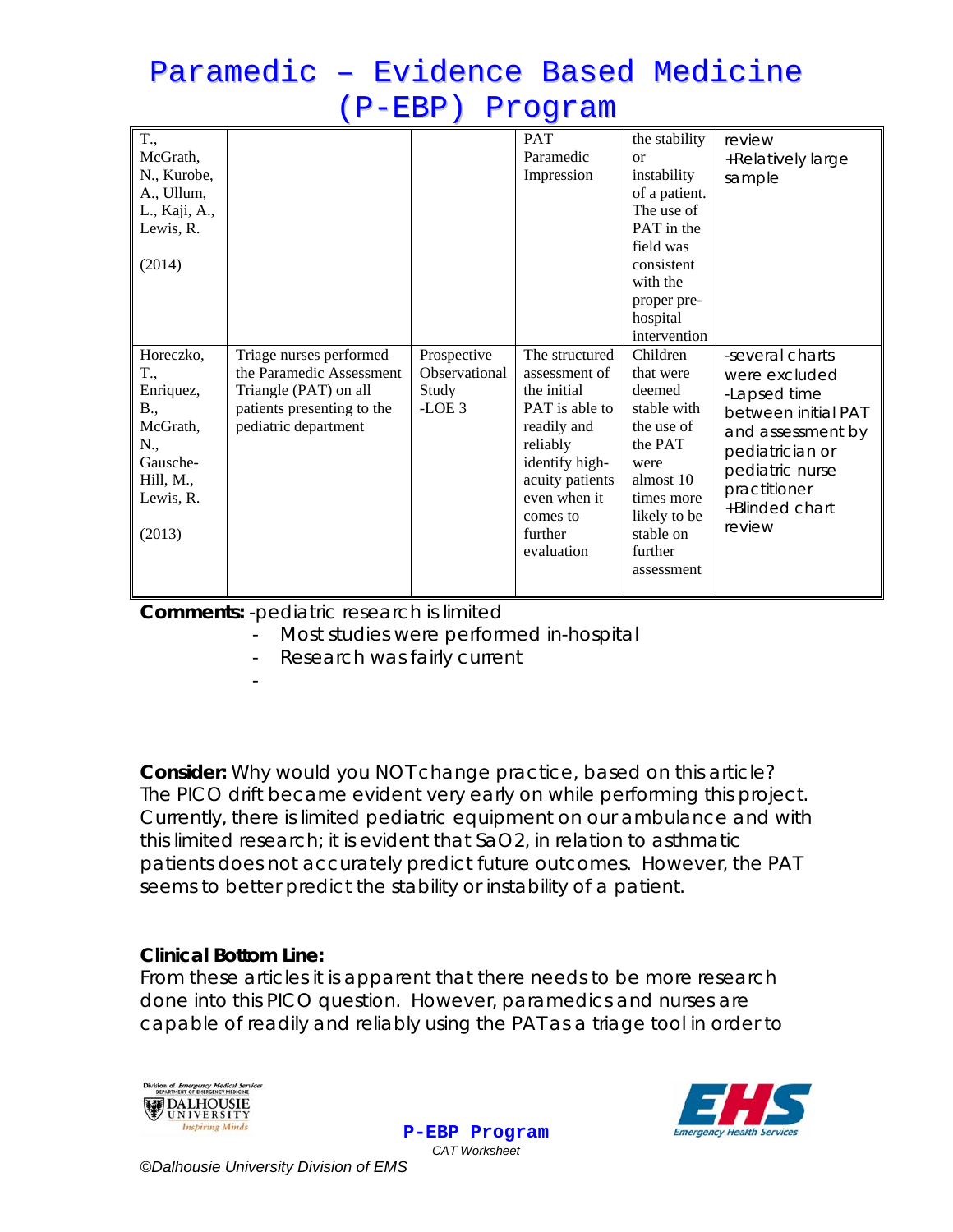| | | | | | |
|---|---|---|---|---|---|
| T., McGrath, N., Kurobe, A., Ullum, L., Kaji, A., Lewis, R. (2014) | | | PAT Paramedic Impression | the stability or instability of a patient. The use of PAT in the field was consistent with the proper pre-hospital intervention | review +Relatively large sample |
| Horeczko, T., Enriquez, B., McGrath, N., Gausche-Hill, M., Lewis, R. (2013) | Triage nurses performed the Paramedic Assessment Triangle (PAT) on all patients presenting to the pediatric department | Prospective Observational Study -LOE 3 | The structured assessment of the initial PAT is able to readily and reliably identify high-acuity patients even when it comes to further evaluation | Children that were deemed stable with the use of the PAT were almost 10 times more likely to be stable on further assessment | -several charts were excluded -Lapsed time between initial PAT and assessment by pediatrician or pediatric nurse practitioner +Blinded chart review |

**Comments:** -pediatric research is limited

- Most studies were performed in-hospital
- Research was fairly current
-

**Consider:** Why would you NOT change practice, based on this article?
The PICO drift became evident very early on while performing this project. Currently, there is limited pediatric equipment on our ambulance and with this limited research; it is evident that $SaO_2$, in relation to asthmatic patients does not accurately predict future outcomes. However, the PAT seems to better predict the stability or instability of a patient.

**Clinical Bottom Line:**
From these articles it is apparent that there needs to be more research done into this PICO question. However, paramedics and nurses are capable of readily and reliably using the PAT as a triage tool in order to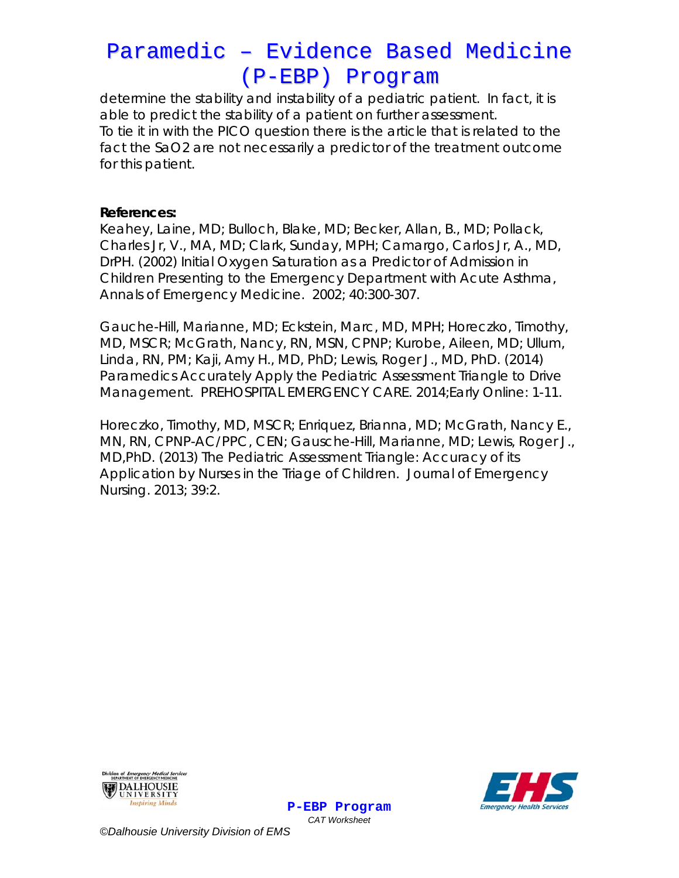determine the stability and instability of a pediatric patient. In fact, it is able to predict the stability of a patient on further assessment.
To tie it in with the PICO question there is the article that is related to the fact the $SaO_2$ are not necessarily a predictor of the treatment outcome for this patient.

**References:**

Keahey, Laine, MD; Bulloch, Blake, MD; Becker, Allan, B., MD; Pollack, Charles Jr, V., MA, MD; Clark, Sunday, MPH; Camargo, Carlos Jr, A., MD, DrPH. (2002) Initial Oxygen Saturation as a Predictor of Admission in Children Presenting to the Emergency Department with Acute Asthma, Annals of Emergency Medicine. 2002; 40:300-307.

Gauche-Hill, Marianne, MD; Eckstein, Marc, MD, MPH; Horeczko, Timothy, MD, MSCR; McGrath, Nancy, RN, MSN, CPNP; Kurobe, Aileen, MD; Ullum, Linda, RN, PM; Kaji, Amy H., MD, PhD; Lewis, Roger J., MD, PhD. (2014) Paramedics Accurately Apply the Pediatric Assessment Triangle to Drive Management. PREHOSPITAL EMERGENCY CARE. 2014;Early Online: 1-11.

Horeczko, Timothy, MD, MSCR; Enriquez, Brianna, MD; McGrath, Nancy E., MN, RN, CPNP-AC/PPC, CEN; Gausche-Hill, Marianne, MD; Lewis, Roger J., MD,PhD. (2013) The Pediatric Assessment Triangle: Accuracy of its Application by Nurses in the Triage of Children. Journal of Emergency Nursing. 2013; 39:2.